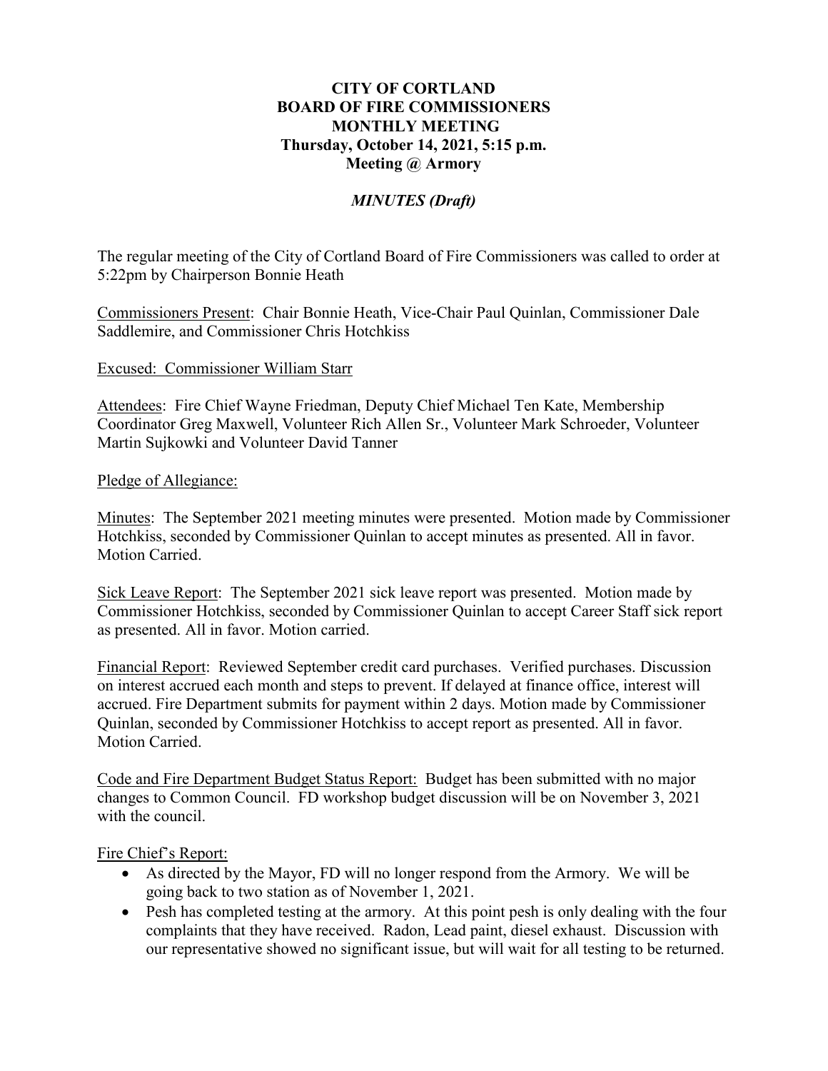**CITY OF CORTLAND**
**BOARD OF FIRE COMMISSIONERS**
**MONTHLY MEETING**
**Thursday, October 14, 2021, 5:15 p.m.**
**Meeting @ Armory**

***MINUTES (Draft)***

The regular meeting of the City of Cortland Board of Fire Commissioners was called to order at 5:22pm by Chairperson Bonnie Heath

Commissioners Present: Chair Bonnie Heath, Vice-Chair Paul Quinlan, Commissioner Dale Saddlemire, and Commissioner Chris Hotchkiss

Excused: Commissioner William Starr

Attendees: Fire Chief Wayne Friedman, Deputy Chief Michael Ten Kate, Membership Coordinator Greg Maxwell, Volunteer Rich Allen Sr., Volunteer Mark Schroeder, Volunteer Martin Sujkowki and Volunteer David Tanner

Pledge of Allegiance:

Minutes: The September 2021 meeting minutes were presented. Motion made by Commissioner Hotchkiss, seconded by Commissioner Quinlan to accept minutes as presented. All in favor. Motion Carried.

Sick Leave Report: The September 2021 sick leave report was presented. Motion made by Commissioner Hotchkiss, seconded by Commissioner Quinlan to accept Career Staff sick report as presented. All in favor. Motion carried.

Financial Report: Reviewed September credit card purchases. Verified purchases. Discussion on interest accrued each month and steps to prevent. If delayed at finance office, interest will accrued. Fire Department submits for payment within 2 days. Motion made by Commissioner Quinlan, seconded by Commissioner Hotchkiss to accept report as presented. All in favor. Motion Carried.

Code and Fire Department Budget Status Report: Budget has been submitted with no major changes to Common Council. FD workshop budget discussion will be on November 3, 2021 with the council.

Fire Chief's Report:

- As directed by the Mayor, FD will no longer respond from the Armory. We will be going back to two station as of November 1, 2021.
- Pesh has completed testing at the armory. At this point pesh is only dealing with the four complaints that they have received. Radon, Lead paint, diesel exhaust. Discussion with our representative showed no significant issue, but will wait for all testing to be returned.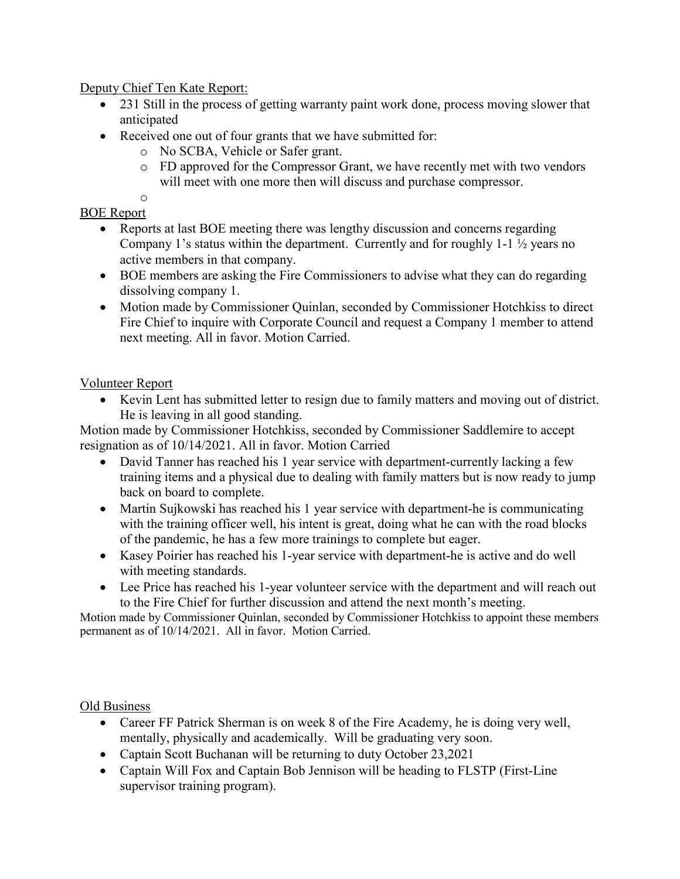Deputy Chief Ten Kate Report:

- 231 Still in the process of getting warranty paint work done, process moving slower that anticipated
- Received one out of four grants that we have submitted for:
  - No SCBA, Vehicle or Safer grant.
  - FD approved for the Compressor Grant, we have recently met with two vendors will meet with one more then will discuss and purchase compressor.

BOE Report

- Reports at last BOE meeting there was lengthy discussion and concerns regarding Company 1's status within the department. Currently and for roughly 1-1 ½ years no active members in that company.
- BOE members are asking the Fire Commissioners to advise what they can do regarding dissolving company 1.
- Motion made by Commissioner Quinlan, seconded by Commissioner Hotchkiss to direct Fire Chief to inquire with Corporate Council and request a Company 1 member to attend next meeting. All in favor. Motion Carried.

Volunteer Report

- Kevin Lent has submitted letter to resign due to family matters and moving out of district. He is leaving in all good standing.

Motion made by Commissioner Hotchkiss, seconded by Commissioner Saddlemire to accept resignation as of 10/14/2021. All in favor. Motion Carried

- David Tanner has reached his 1 year service with department-currently lacking a few training items and a physical due to dealing with family matters but is now ready to jump back on board to complete.
- Martin Sujkowski has reached his 1 year service with department-he is communicating with the training officer well, his intent is great, doing what he can with the road blocks of the pandemic, he has a few more trainings to complete but eager.
- Kasey Poirier has reached his 1-year service with department-he is active and do well with meeting standards.
- Lee Price has reached his 1-year volunteer service with the department and will reach out to the Fire Chief for further discussion and attend the next month's meeting.

Motion made by Commissioner Quinlan, seconded by Commissioner Hotchkiss to appoint these members permanent as of 10/14/2021. All in favor. Motion Carried.

Old Business

- Career FF Patrick Sherman is on week 8 of the Fire Academy, he is doing very well, mentally, physically and academically. Will be graduating very soon.
- Captain Scott Buchanan will be returning to duty October 23,2021
- Captain Will Fox and Captain Bob Jennison will be heading to FLSTP (First-Line supervisor training program).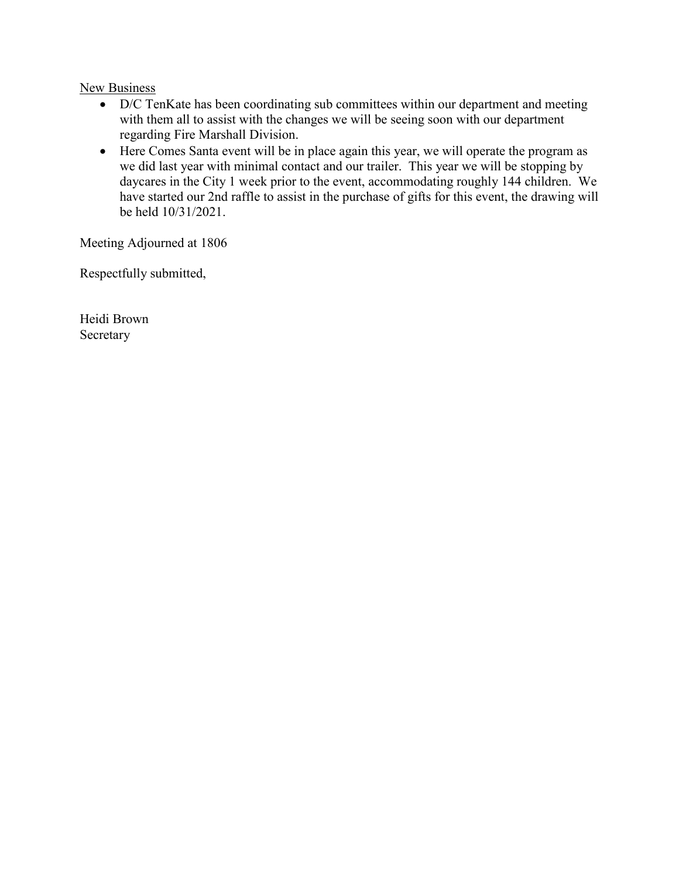New Business

- D/C TenKate has been coordinating sub committees within our department and meeting with them all to assist with the changes we will be seeing soon with our department regarding Fire Marshall Division.
- Here Comes Santa event will be in place again this year, we will operate the program as we did last year with minimal contact and our trailer. This year we will be stopping by daycares in the City 1 week prior to the event, accommodating roughly 144 children. We have started our 2nd raffle to assist in the purchase of gifts for this event, the drawing will be held 10/31/2021.

Meeting Adjourned at 1806

Respectfully submitted,

Heidi Brown
Secretary